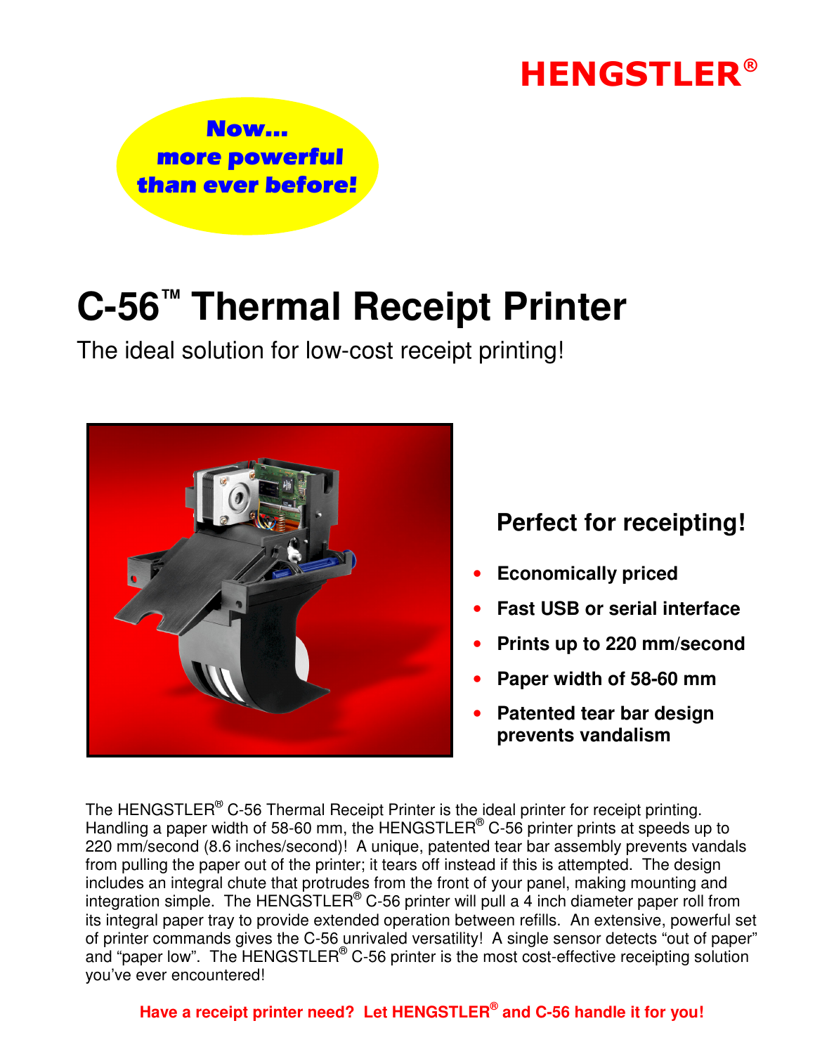HENGSTLER®

**Now... more powerful than ever before!**

# C-56™ Thermal Receipt Printer

The ideal solution for low-cost receipt printing!

## Perfect for receipting!

- **Economically priced**
- **Fast USB or serial interface**
- **Prints up to 220 mm/second**
- **Paper width of 58-60 mm**
- **Patented tear bar design prevents vandalism**

The HENGSTLER® C-56 Thermal Receipt Printer is the ideal printer for receipt printing. Handling a paper width of 58-60 mm, the HENGSTLER® C-56 printer prints at speeds up to 220 mm/second (8.6 inches/second)! A unique, patented tear bar assembly prevents vandals from pulling the paper out of the printer; it tears off instead if this is attempted. The design includes an integral chute that protrudes from the front of your panel, making mounting and integration simple. The HENGSTLER® C-56 printer will pull a 4 inch diameter paper roll from its integral paper tray to provide extended operation between refills. An extensive, powerful set of printer commands gives the C-56 unrivaled versatility! A single sensor detects "out of paper" and "paper low". The HENGSTLER® C-56 printer is the most cost-effective receipting solution you've ever encountered!

**Have a receipt printer need? Let HENGSTLER® and C-56 handle it for you!**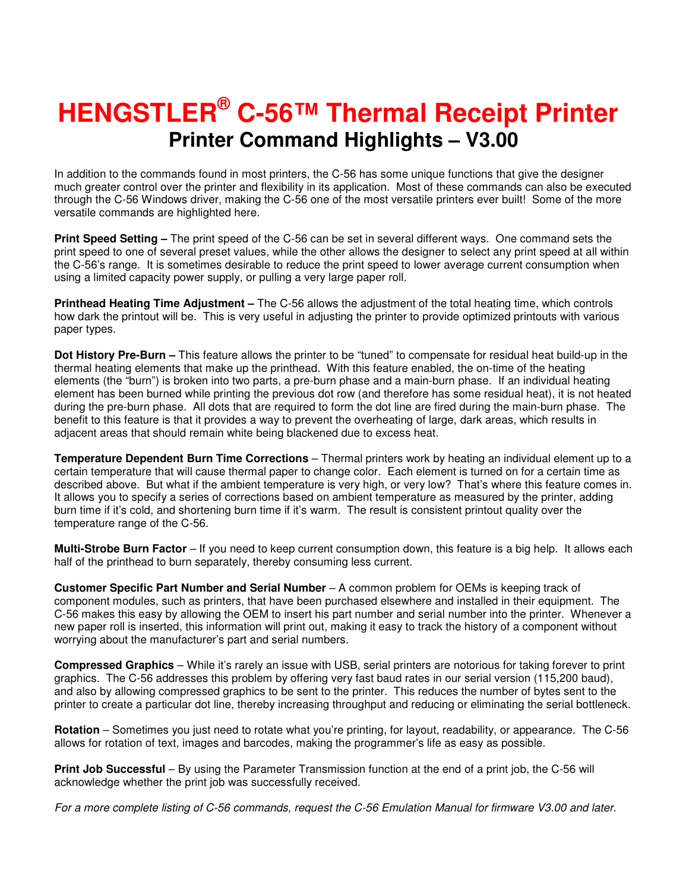# HENGSTLER® C-56™ Thermal Receipt Printer

## Printer Command Highlights – V3.00

In addition to the commands found in most printers, the C-56 has some unique functions that give the designer much greater control over the printer and flexibility in its application. Most of these commands can also be executed through the C-56 Windows driver, making the C-56 one of the most versatile printers ever built! Some of the more versatile commands are highlighted here.

**Print Speed Setting –** The print speed of the C-56 can be set in several different ways. One command sets the print speed to one of several preset values, while the other allows the designer to select any print speed at all within the C-56's range. It is sometimes desirable to reduce the print speed to lower average current consumption when using a limited capacity power supply, or pulling a very large paper roll.

**Printhead Heating Time Adjustment –** The C-56 allows the adjustment of the total heating time, which controls how dark the printout will be. This is very useful in adjusting the printer to provide optimized printouts with various paper types.

**Dot History Pre-Burn –** This feature allows the printer to be "tuned" to compensate for residual heat build-up in the thermal heating elements that make up the printhead. With this feature enabled, the on-time of the heating elements (the "burn") is broken into two parts, a pre-burn phase and a main-burn phase. If an individual heating element has been burned while printing the previous dot row (and therefore has some residual heat), it is not heated during the pre-burn phase. All dots that are required to form the dot line are fired during the main-burn phase. The benefit to this feature is that it provides a way to prevent the overheating of large, dark areas, which results in adjacent areas that should remain white being blackened due to excess heat.

**Temperature Dependent Burn Time Corrections** – Thermal printers work by heating an individual element up to a certain temperature that will cause thermal paper to change color. Each element is turned on for a certain time as described above. But what if the ambient temperature is very high, or very low? That's where this feature comes in. It allows you to specify a series of corrections based on ambient temperature as measured by the printer, adding burn time if it's cold, and shortening burn time if it's warm. The result is consistent printout quality over the temperature range of the C-56.

**Multi-Strobe Burn Factor** – If you need to keep current consumption down, this feature is a big help. It allows each half of the printhead to burn separately, thereby consuming less current.

**Customer Specific Part Number and Serial Number** – A common problem for OEMs is keeping track of component modules, such as printers, that have been purchased elsewhere and installed in their equipment. The C-56 makes this easy by allowing the OEM to insert his part number and serial number into the printer. Whenever a new paper roll is inserted, this information will print out, making it easy to track the history of a component without worrying about the manufacturer's part and serial numbers.

**Compressed Graphics** – While it's rarely an issue with USB, serial printers are notorious for taking forever to print graphics. The C-56 addresses this problem by offering very fast baud rates in our serial version (115,200 baud), and also by allowing compressed graphics to be sent to the printer. This reduces the number of bytes sent to the printer to create a particular dot line, thereby increasing throughput and reducing or eliminating the serial bottleneck.

**Rotation** – Sometimes you just need to rotate what you're printing, for layout, readability, or appearance. The C-56 allows for rotation of text, images and barcodes, making the programmer's life as easy as possible.

**Print Job Successful** – By using the Parameter Transmission function at the end of a print job, the C-56 will acknowledge whether the print job was successfully received.

*For a more complete listing of C-56 commands, request the C-56 Emulation Manual for firmware V3.00 and later.*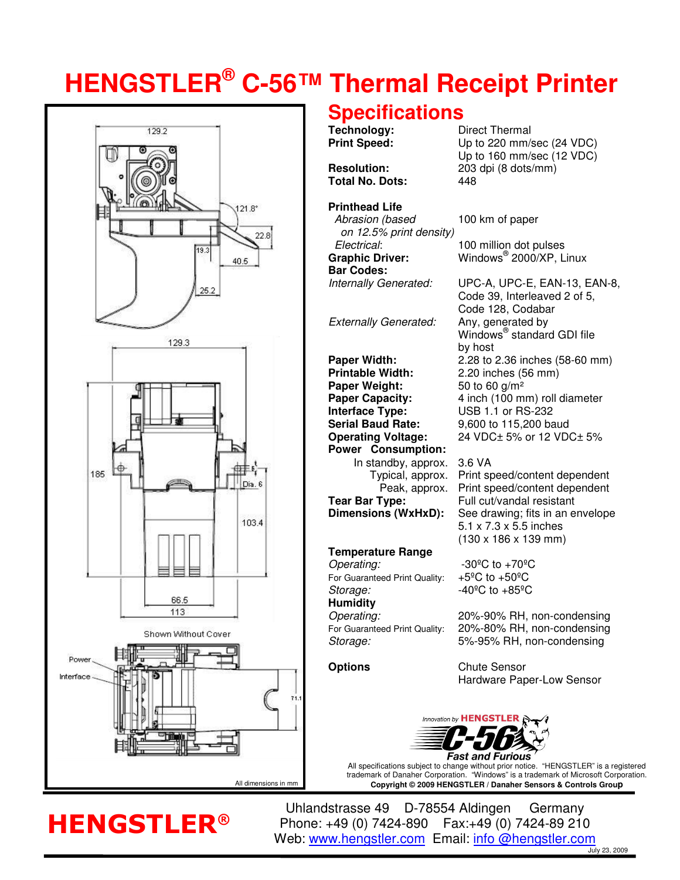# HENGSTLER® C-56™ Thermal Receipt Printer

129.2
121.8°
22.8
19.3
40.5
25.2
129.3
185
Dia. 6
103.4
66.5
113
Shown Without Cover
Power
Interface
71.1
All dimensions in mm

## Specifications

| | |
|---|---|
| **Technology:** | Direct Thermal |
| **Print Speed:** | Up to 220 mm/sec (24 VDC)<br>Up to 160 mm/sec (12 VDC) |
| **Resolution:** | 203 dpi (8 dots/mm) |
| **Total No. Dots:** | 448 |
| **Printhead Life** | |
| *Abrasion (based on 12.5% print density)* | 100 km of paper |
| *Electrical*: | 100 million dot pulses |
| **Graphic Driver:** | Windows® 2000/XP, Linux |
| **Bar Codes:** | |
| *Internally Generated:* | UPC-A, UPC-E, EAN-13, EAN-8, Code 39, Interleaved 2 of 5, Code 128, Codabar |
| *Externally Generated:* | Any, generated by Windows® standard GDI file by host |
| **Paper Width:** | 2.28 to 2.36 inches (58-60 mm) |
| **Printable Width:** | 2.20 inches (56 mm) |
| **Paper Weight:** | 50 to 60 g/m² |
| **Paper Capacity:** | 4 inch (100 mm) roll diameter |
| **Interface Type:** | USB 1.1 or RS-232 |
| **Serial Baud Rate:** | 9,600 to 115,200 baud |
| **Operating Voltage:** | 24 VDC± 5% or 12 VDC± 5% |
| **Power Consumption:** | |
| In standby, approx. | 3.6 VA |
| Typical, approx. | Print speed/content dependent |
| Peak, approx. | Print speed/content dependent |
| **Tear Bar Type:** | Full cut/vandal resistant |
| **Dimensions (WxHxD):** | See drawing; fits in an envelope 5.1 x 7.3 x 5.5 inches (130 x 186 x 139 mm) |
| **Temperature Range** | |
| *Operating:* | -30ºC to +70ºC |
| For Guaranteed Print Quality: | +5ºC to +50ºC |
| *Storage:* | -40ºC to +85ºC |
| **Humidity** | |
| *Operating:* | 20%-90% RH, non-condensing |
| For Guaranteed Print Quality: | 20%-80% RH, non-condensing |
| *Storage:* | 5%-95% RH, non-condensing |
| **Options** | Chute Sensor<br>Hardware Paper-Low Sensor |

Innovation by HENGSTLER
C-56
Fast and Furious

All specifications subject to change without prior notice. "HENGSTLER" is a registered trademark of Danaher Corporation. "Windows" is a trademark of Microsoft Corporation.
**Copyright © 2009 HENGSTLER / Danaher Sensors & Controls Group**

**HENGSTLER®**

Uhlandstrasse 49 D-78554 Aldingen Germany
Phone: +49 (0) 7424-890 Fax:+49 (0) 7424-89 210
Web: www.hengstler.com Email: info @hengstler.com

July 23, 2009